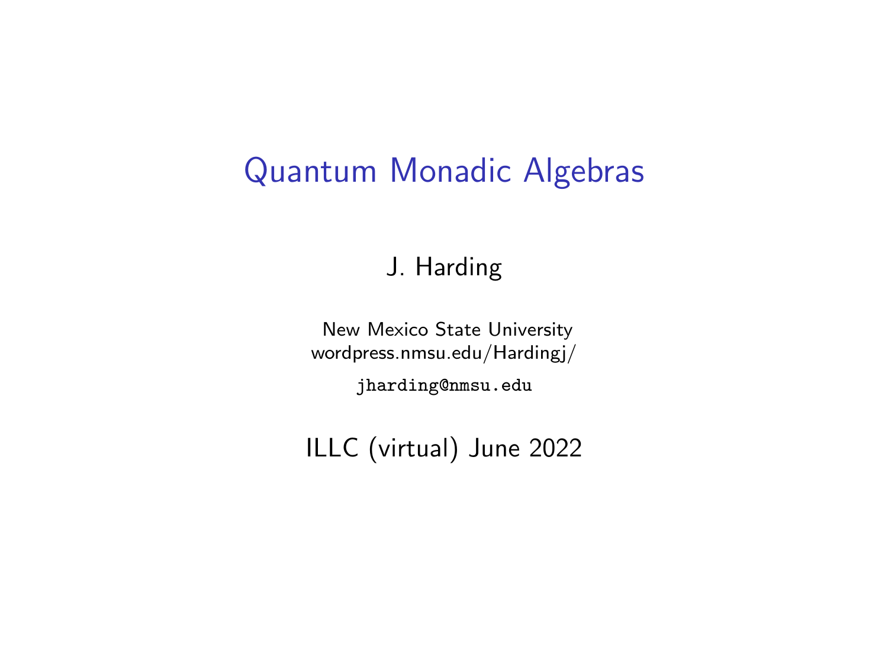# Quantum Monadic Algebras

J. Harding

New Mexico State University
wordpress.nmsu.edu/Hardingj/

`jharding@nmsu.edu`

ILLC (virtual) June 2022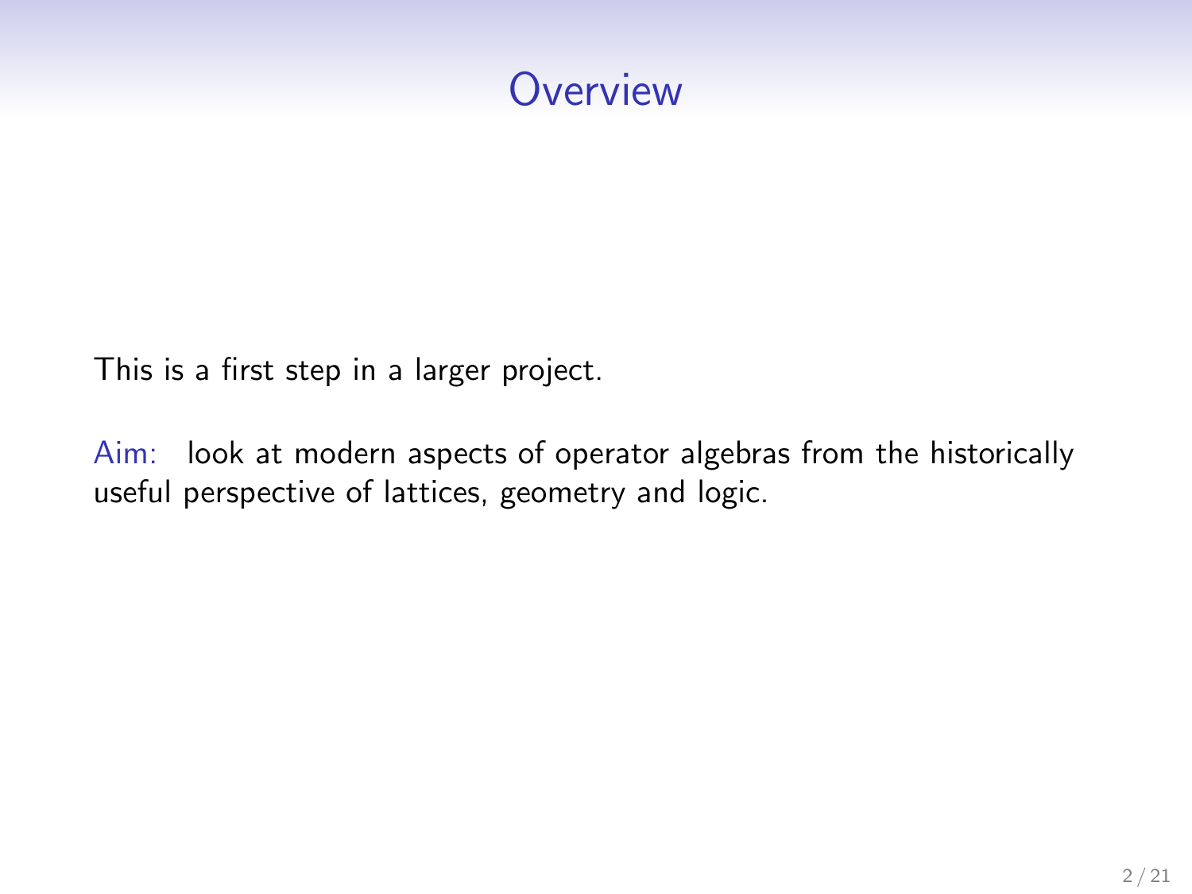# Overview

This is a first step in a larger project.

Aim: look at modern aspects of operator algebras from the historically useful perspective of lattices, geometry and logic.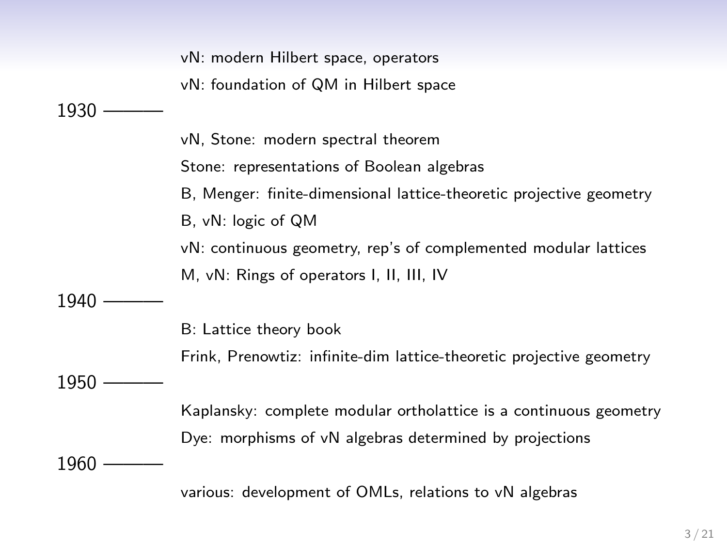vN: modern Hilbert space, operators

vN: foundation of QM in Hilbert space

1930 ———

vN, Stone: modern spectral theorem

Stone: representations of Boolean algebras

B, Menger: finite-dimensional lattice-theoretic projective geometry

B, vN: logic of QM

vN: continuous geometry, rep's of complemented modular lattices

M, vN: Rings of operators I, II, III, IV

1940 ———

B: Lattice theory book

Frink, Prenowtiz: infinite-dim lattice-theoretic projective geometry

1950 ———

Kaplansky: complete modular ortholattice is a continuous geometry

Dye: morphisms of vN algebras determined by projections

1960 ———

various: development of OMLs, relations to vN algebras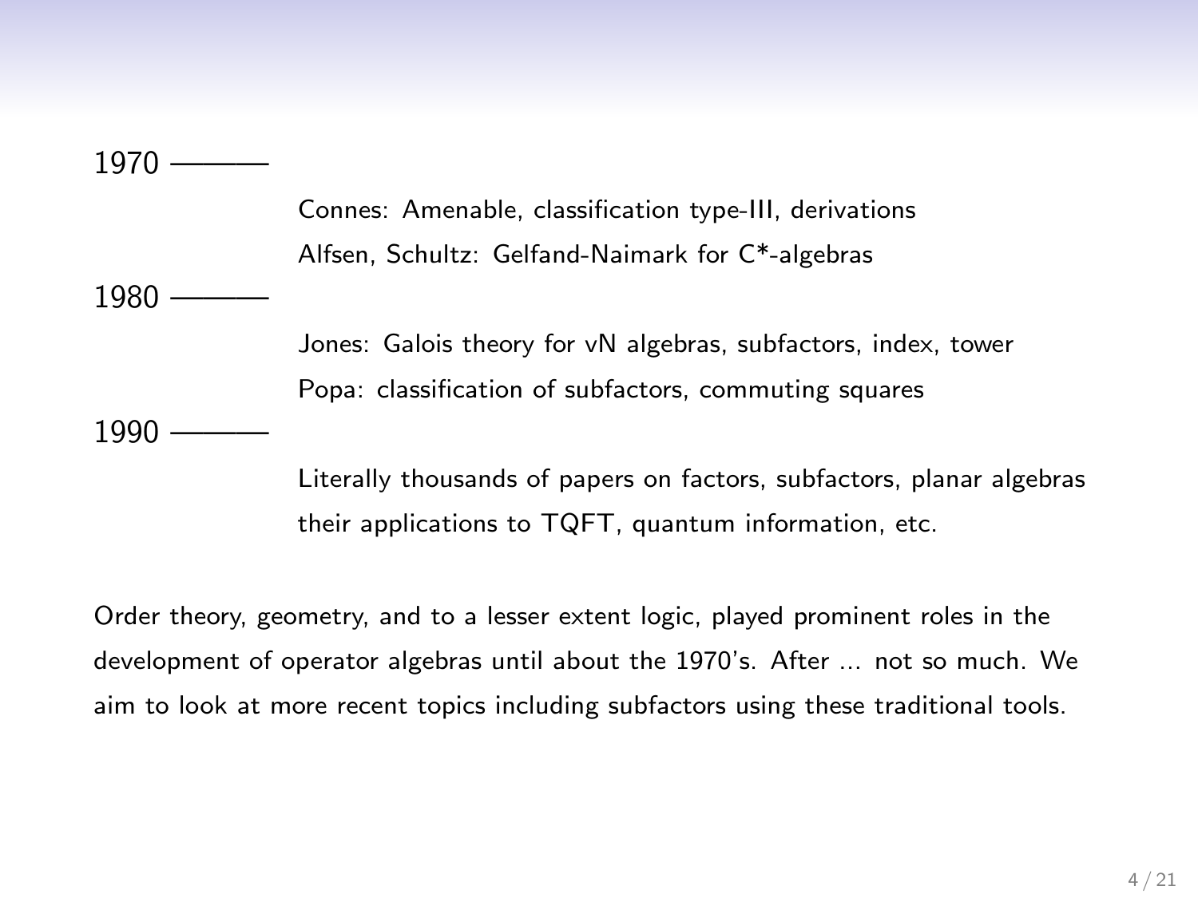1970 ———

Connes: Amenable, classification type-III, derivations

Alfsen, Schultz: Gelfand-Naimark for C*-algebras

1980 ———

Jones: Galois theory for vN algebras, subfactors, index, tower

Popa: classification of subfactors, commuting squares

1990 ———

Literally thousands of papers on factors, subfactors, planar algebras their applications to TQFT, quantum information, etc.

Order theory, geometry, and to a lesser extent logic, played prominent roles in the development of operator algebras until about the 1970's. After ... not so much. We aim to look at more recent topics including subfactors using these traditional tools.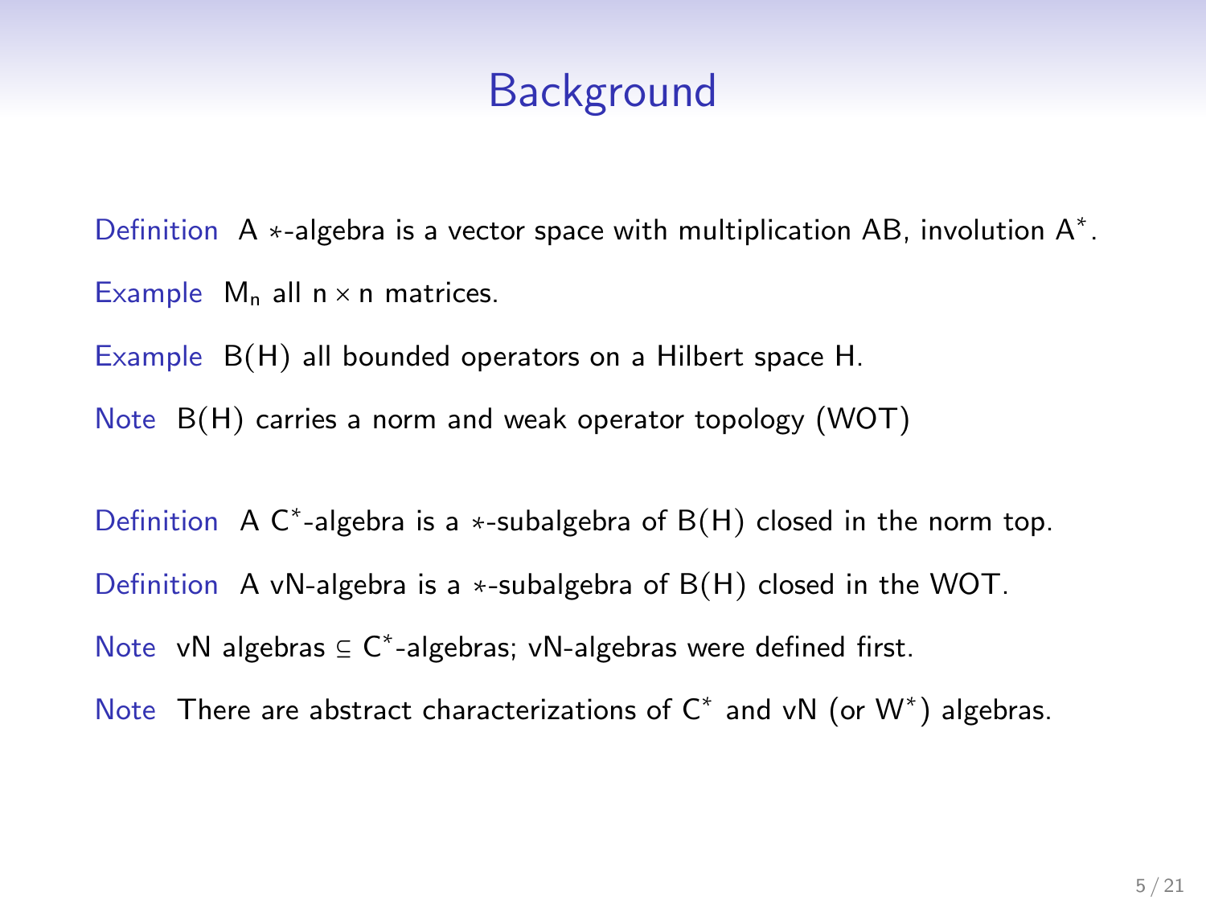# Background

Definition A $*$-algebra is a vector space with multiplication $AB$, involution $A^*$.

Example $M_n$ all $n \times n$ matrices.

Example $B(H)$ all bounded operators on a Hilbert space $H$.

Note $B(H)$ carries a norm and weak operator topology (WOT)

Definition A $C^*$-algebra is a $*$-subalgebra of $B(H)$ closed in the norm top.

Definition A vN-algebra is a $*$-subalgebra of $B(H)$ closed in the WOT.

Note vN algebras $\subseteq$ $C^*$-algebras; vN-algebras were defined first.

Note There are abstract characterizations of $C^*$ and vN (or $W^*$) algebras.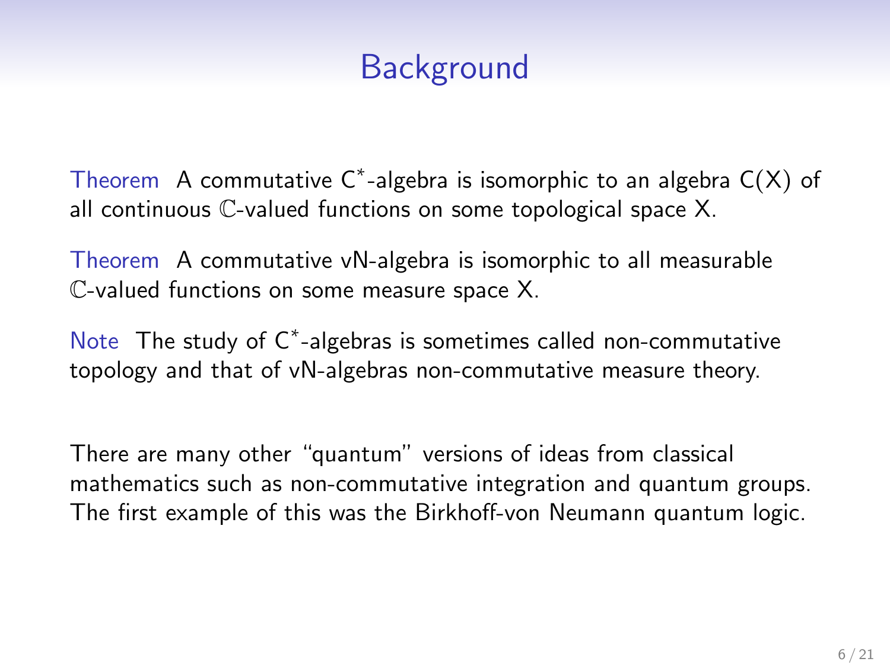# Background

Theorem A commutative $C^*$-algebra is isomorphic to an algebra $C(X)$ of all continuous $\mathbb{C}$-valued functions on some topological space X.

Theorem A commutative vN-algebra is isomorphic to all measurable $\mathbb{C}$-valued functions on some measure space X.

Note The study of $C^*$-algebras is sometimes called non-commutative topology and that of vN-algebras non-commutative measure theory.

There are many other "quantum" versions of ideas from classical mathematics such as non-commutative integration and quantum groups. The first example of this was the Birkhoff-von Neumann quantum logic.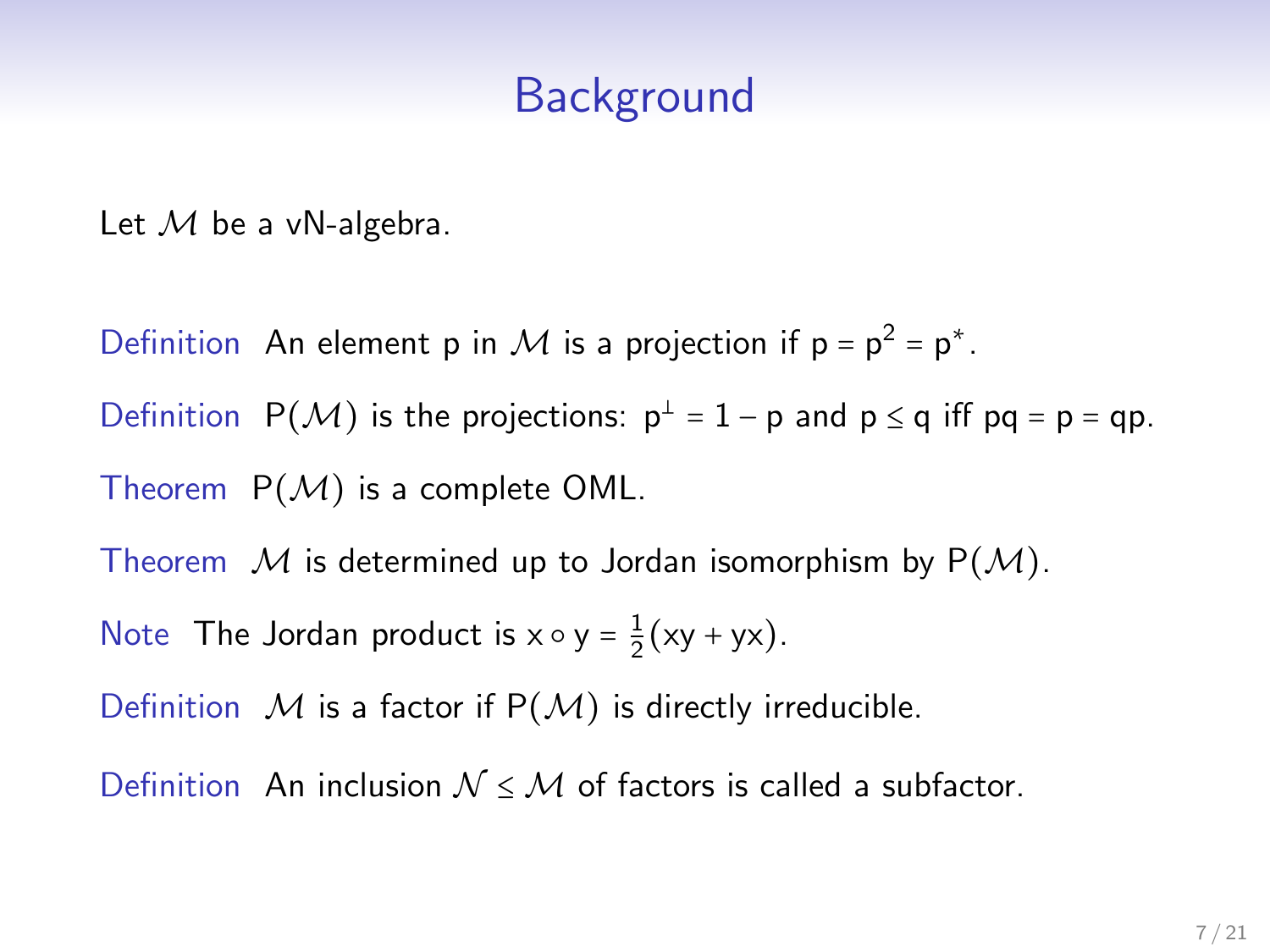# Background

Let $\mathcal{M}$ be a vN-algebra.

Definition An element p in $\mathcal{M}$ is a projection if $p = p^2 = p^*$.

Definition $P(\mathcal{M})$ is the projections: $p^\perp = 1 - p$ and $p \le q$ iff $pq = p = qp$.

Theorem $P(\mathcal{M})$ is a complete OML.

Theorem $\mathcal{M}$ is determined up to Jordan isomorphism by $P(\mathcal{M})$.

Note The Jordan product is $x \circ y = \frac{1}{2}(xy + yx)$.

Definition $\mathcal{M}$ is a factor if $P(\mathcal{M})$ is directly irreducible.

Definition An inclusion $\mathcal{N} \le \mathcal{M}$ of factors is called a subfactor.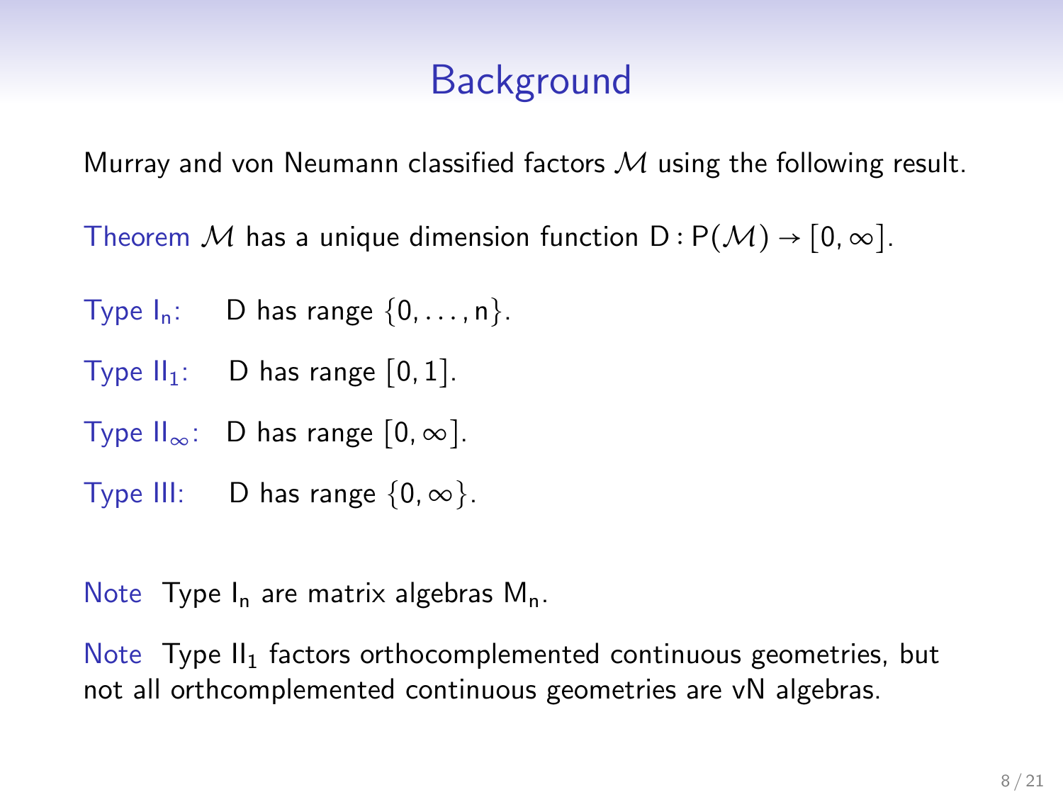# Background

Murray and von Neumann classified factors $\mathcal{M}$ using the following result.

Theorem $\mathcal{M}$ has a unique dimension function $D : P(\mathcal{M}) \to [0, \infty]$.

Type $I_n$: $D$ has range $\{0, \ldots, n\}$.

Type $II_1$: $D$ has range $[0, 1]$.

Type $II_\infty$: $D$ has range $[0, \infty]$.

Type III: $D$ has range $\{0, \infty\}$.

Note Type $I_n$ are matrix algebras $M_n$.

Note Type $II_1$ factors orthocomplemented continuous geometries, but not all orthcomplemented continuous geometries are vN algebras.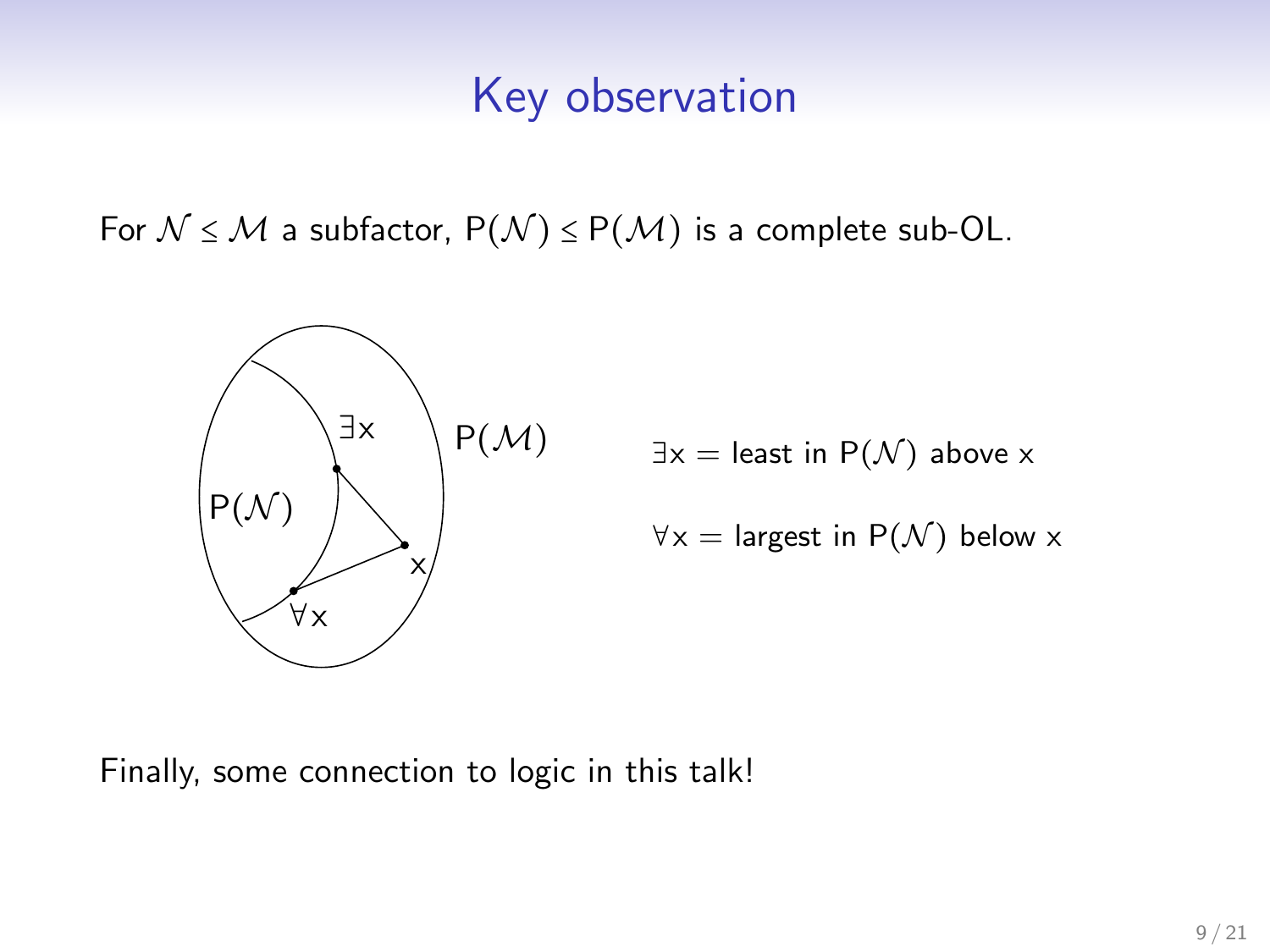# Key observation

For $\mathcal{N} \leq \mathcal{M}$ a subfactor, $\mathrm{P}(\mathcal{N}) \leq \mathrm{P}(\mathcal{M})$ is a complete sub-OL.

$\exists x$ = least in $\mathrm{P}(\mathcal{N})$ above $x$

$\forall x$ = largest in $\mathrm{P}(\mathcal{N})$ below $x$

Finally, some connection to logic in this talk!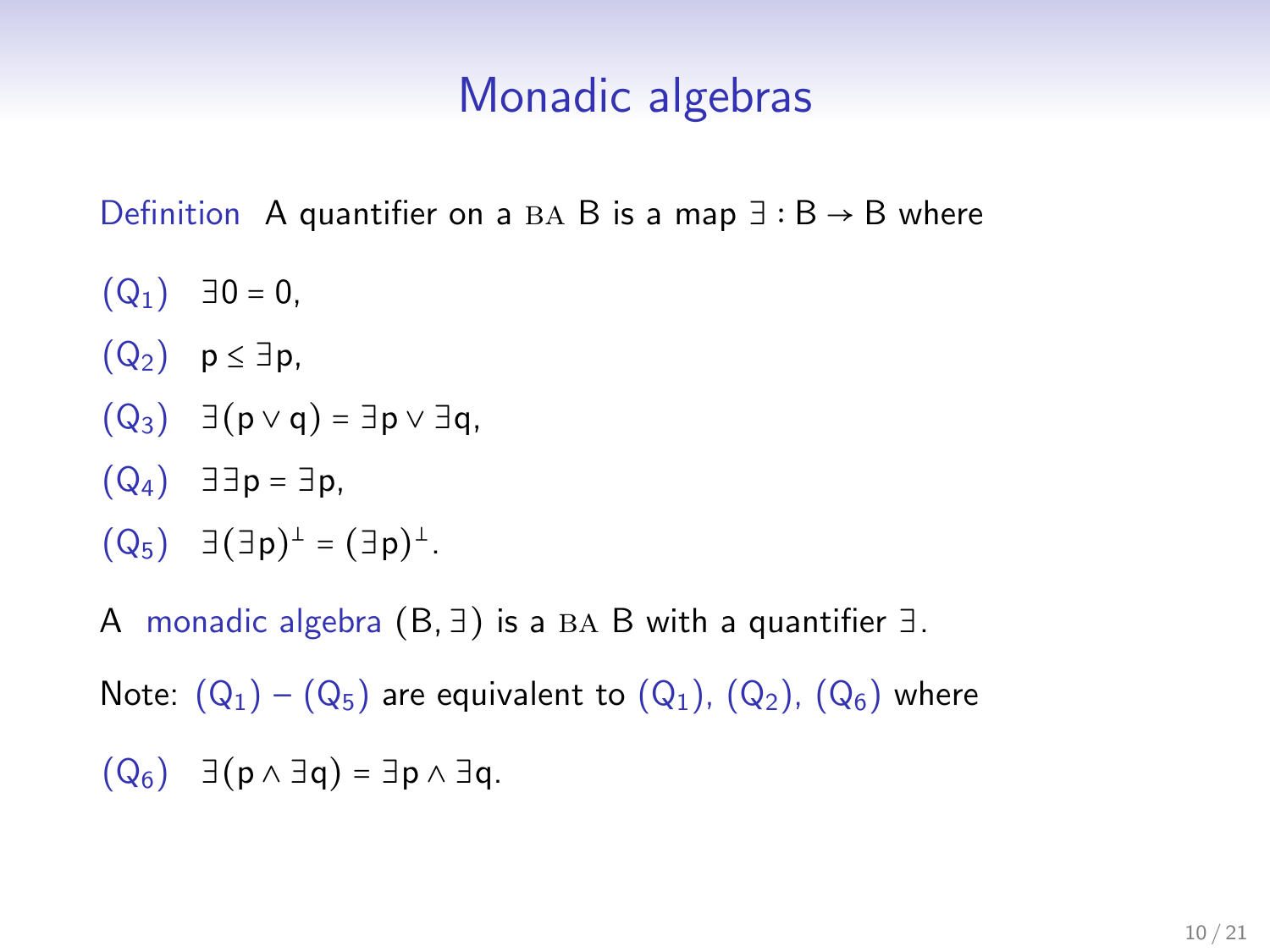# Monadic algebras

Definition A quantifier on a BA B is a map $\exists : B \to B$ where

($Q_1$) $\exists 0 = 0$,

($Q_2$) $p \le \exists p$,

($Q_3$) $\exists(p \vee q) = \exists p \vee \exists q$,

($Q_4$) $\exists \exists p = \exists p$,

($Q_5$) $\exists(\exists p)^{\perp} = (\exists p)^{\perp}$.

A monadic algebra $(B, \exists)$ is a BA B with a quantifier $\exists$.

Note: ($Q_1$) – ($Q_5$) are equivalent to ($Q_1$), ($Q_2$), ($Q_6$) where

($Q_6$) $\exists(p \wedge \exists q) = \exists p \wedge \exists q$.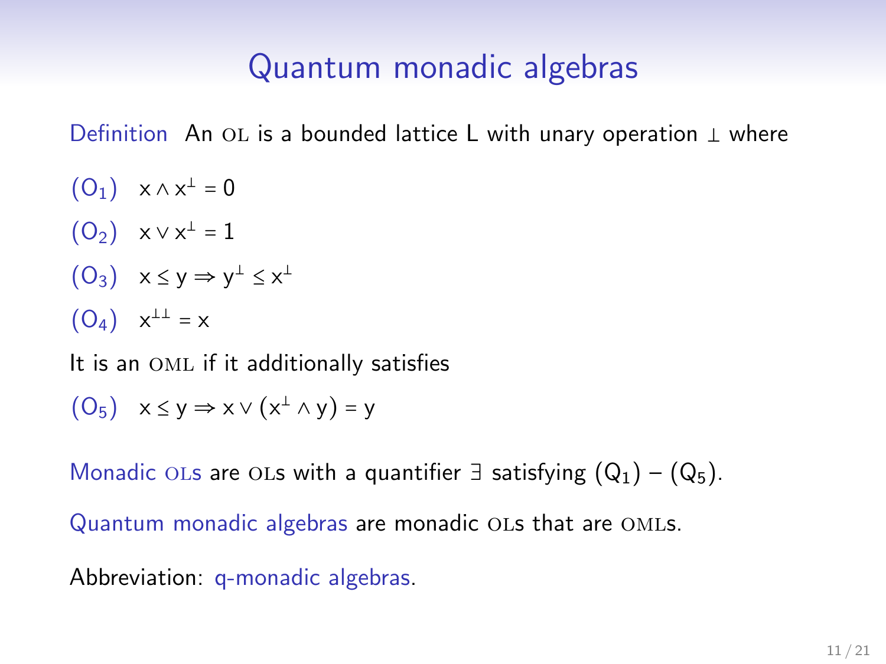# Quantum monadic algebras

Definition  An OL is a bounded lattice L with unary operation $\perp$ where

$(O_1)$  $x \wedge x^\perp = 0$

$(O_2)$  $x \vee x^\perp = 1$

$(O_3)$  $x \leq y \Rightarrow y^\perp \leq x^\perp$

$(O_4)$  $x^{\perp\perp} = x$

It is an OML if it additionally satisfies

$(O_5)$  $x \leq y \Rightarrow x \vee (x^\perp \wedge y) = y$

Monadic OLs are OLs with a quantifier $\exists$ satisfying $(Q_1)$ – $(Q_5)$.

Quantum monadic algebras are monadic OLs that are OMLs.

Abbreviation: q-monadic algebras.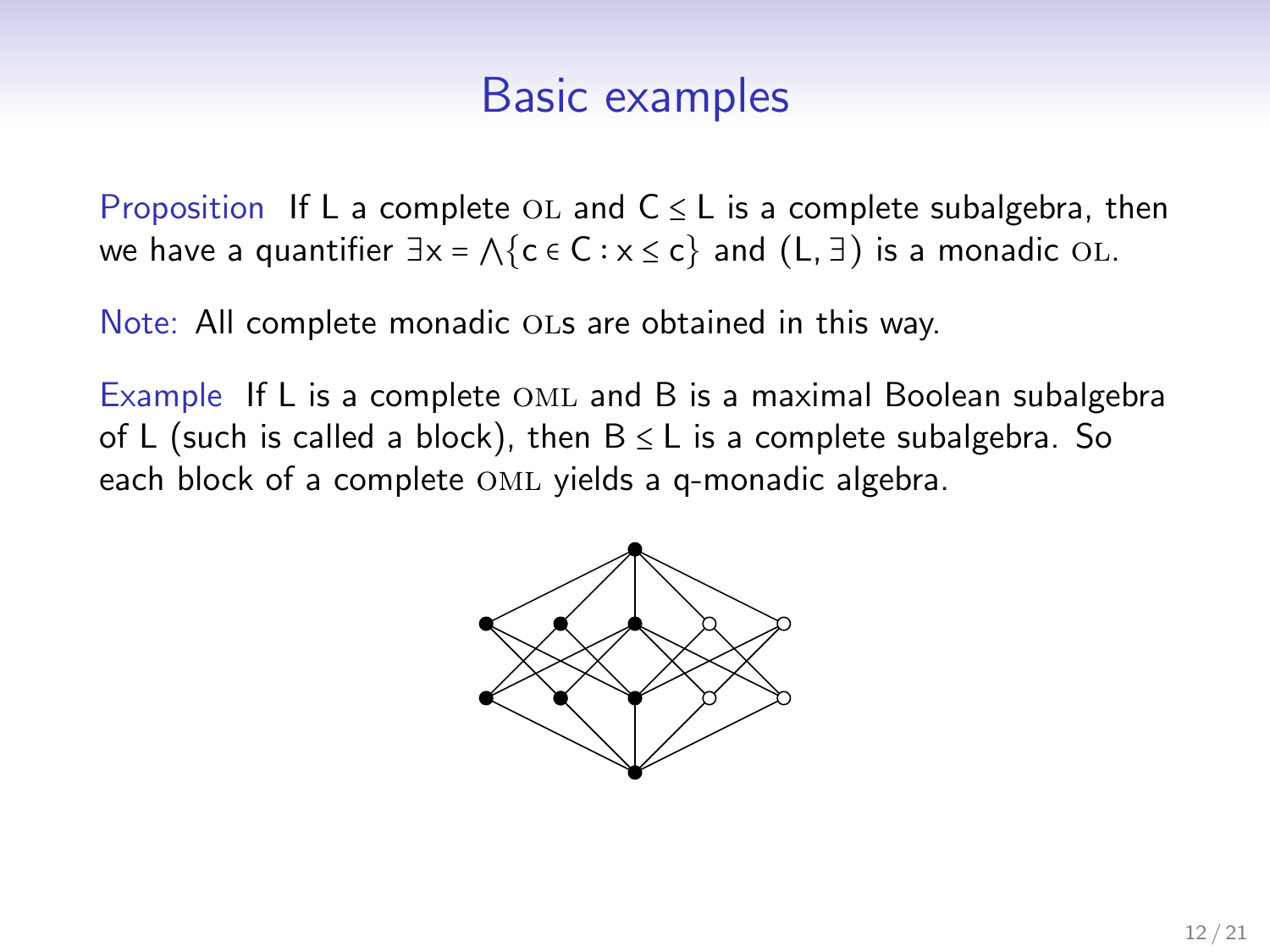# Basic examples

Proposition If L a complete OL and $C \leq L$ is a complete subalgebra, then we have a quantifier $\exists x = \bigwedge\{c \in C : x \leq c\}$ and $(L, \exists)$ is a monadic OL.

Note: All complete monadic OLs are obtained in this way.

Example If L is a complete OML and B is a maximal Boolean subalgebra of L (such is called a block), then $B \leq L$ is a complete subalgebra. So each block of a complete OML yields a q-monadic algebra.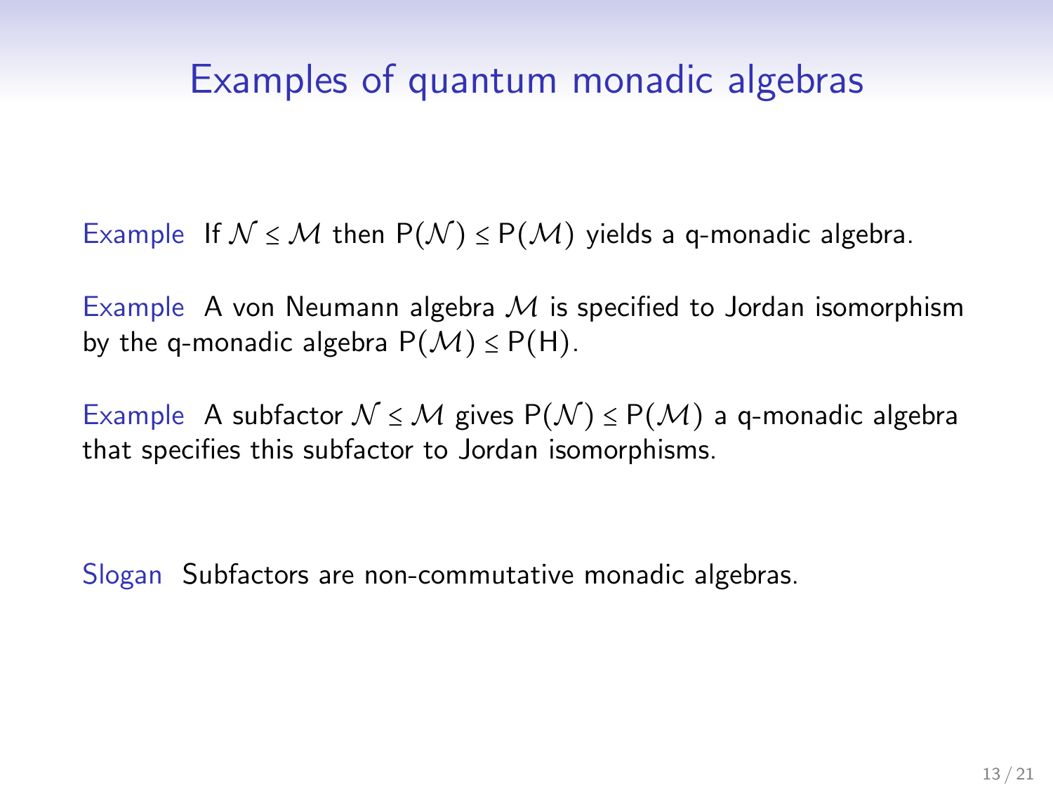# Examples of quantum monadic algebras

Example If $\mathcal{N} \leq \mathcal{M}$ then $\mathsf{P}(\mathcal{N}) \leq \mathsf{P}(\mathcal{M})$ yields a q-monadic algebra.

Example A von Neumann algebra $\mathcal{M}$ is specified to Jordan isomorphism by the q-monadic algebra $\mathsf{P}(\mathcal{M}) \leq \mathsf{P}(\mathsf{H})$.

Example A subfactor $\mathcal{N} \leq \mathcal{M}$ gives $\mathsf{P}(\mathcal{N}) \leq \mathsf{P}(\mathcal{M})$ a q-monadic algebra that specifies this subfactor to Jordan isomorphisms.

Slogan Subfactors are non-commutative monadic algebras.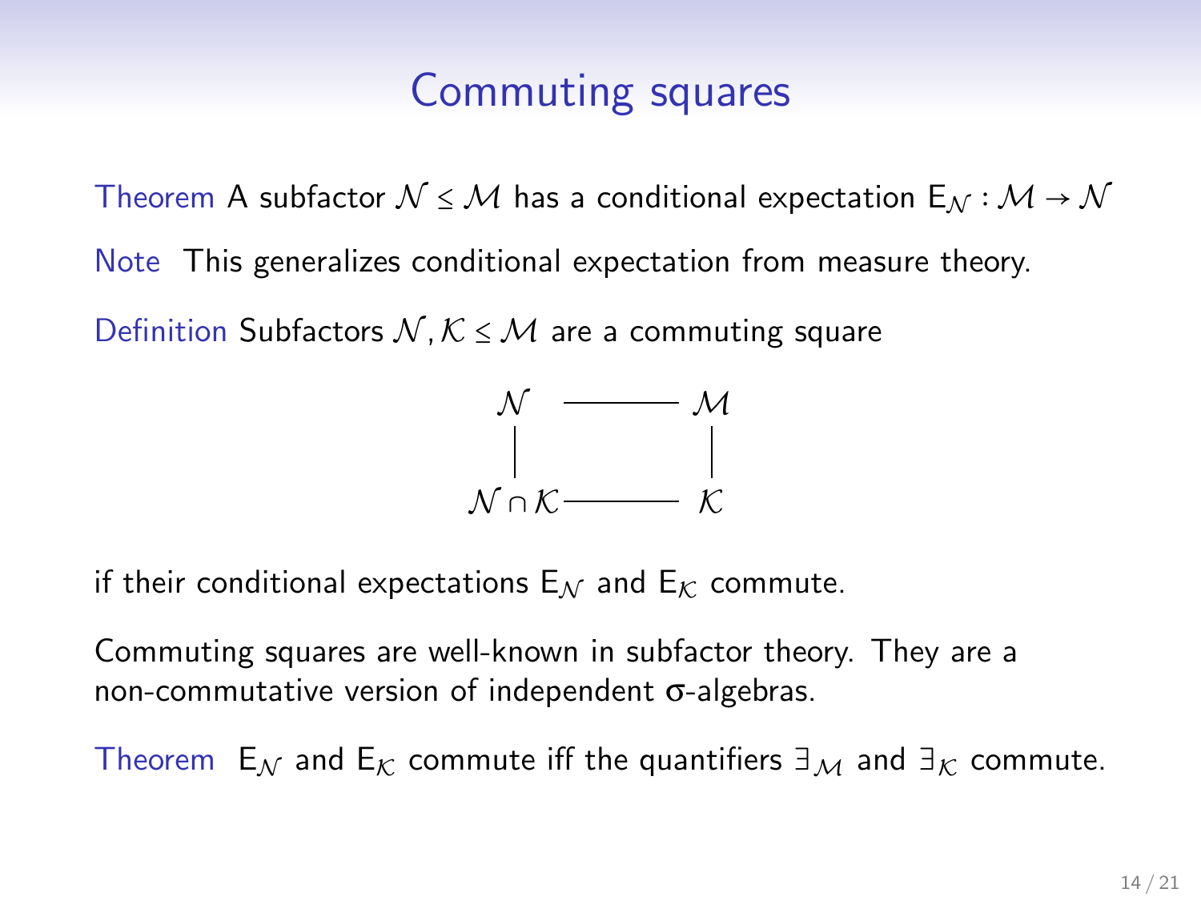# Commuting squares

Theorem A subfactor $\mathcal{N} \leq \mathcal{M}$ has a conditional expectation $\mathsf{E}_{\mathcal{N}} : \mathcal{M} \to \mathcal{N}$

Note This generalizes conditional expectation from measure theory.

Definition Subfactors $\mathcal{N}, \mathcal{K} \leq \mathcal{M}$ are a commuting square

$$
\begin{array}{ccc}
\mathcal{N} & \text{———} & \mathcal{M} \\
| & & | \\
\mathcal{N} \cap \mathcal{K} & \text{———} & \mathcal{K}
\end{array}
$$

if their conditional expectations $\mathsf{E}_{\mathcal{N}}$ and $\mathsf{E}_{\mathcal{K}}$ commute.

Commuting squares are well-known in subfactor theory. They are a non-commutative version of independent σ-algebras.

Theorem $\mathsf{E}_{\mathcal{N}}$ and $\mathsf{E}_{\mathcal{K}}$ commute iff the quantifiers $\exists_{\mathcal{M}}$ and $\exists_{\mathcal{K}}$ commute.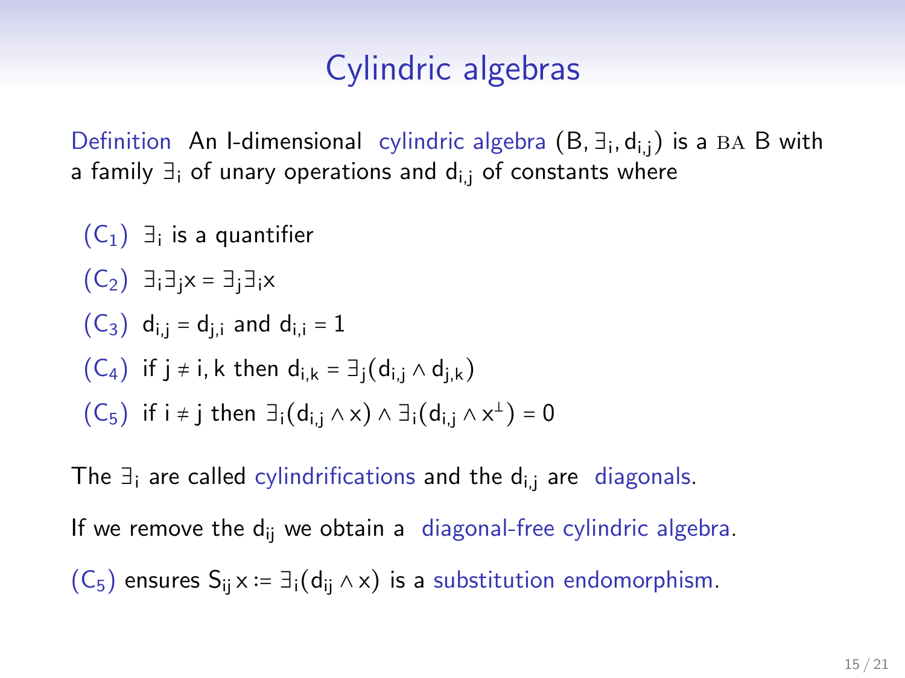# Cylindric algebras

Definition An I-dimensional cylindric algebra $(B, \exists_i, d_{i,j})$ is a BA B with a family $\exists_i$ of unary operations and $d_{i,j}$ of constants where

- $(C_1)$ $\exists_i$ is a quantifier
- $(C_2)$ $\exists_i \exists_j x = \exists_j \exists_i x$
- $(C_3)$ $d_{i,j} = d_{j,i}$ and $d_{i,i} = 1$
- $(C_4)$ if $j \neq i, k$ then $d_{i,k} = \exists_j(d_{i,j} \wedge d_{j,k})$
- $(C_5)$ if $i \neq j$ then $\exists_i(d_{i,j} \wedge x) \wedge \exists_i(d_{i,j} \wedge x^\perp) = 0$

The $\exists_i$ are called cylindrifications and the $d_{i,j}$ are diagonals.

If we remove the $d_{ij}$ we obtain a diagonal-free cylindric algebra.

$(C_5)$ ensures $S_{ij}\, x := \exists_i(d_{ij} \wedge x)$ is a substitution endomorphism.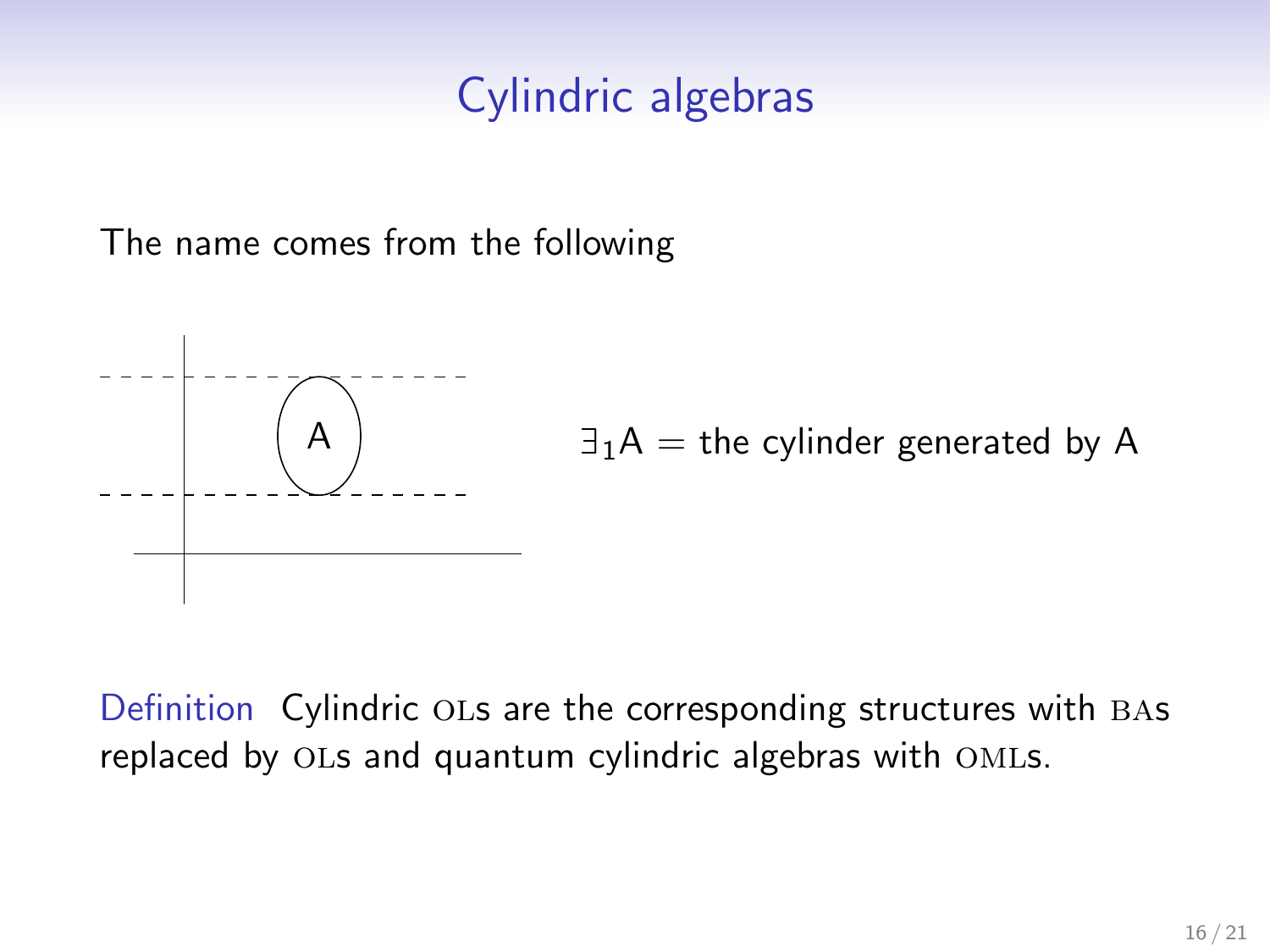# Cylindric algebras

The name comes from the following

A

$\exists_1 A$ = the cylinder generated by A

Definition Cylindric OLs are the corresponding structures with BAs replaced by OLs and quantum cylindric algebras with OMLs.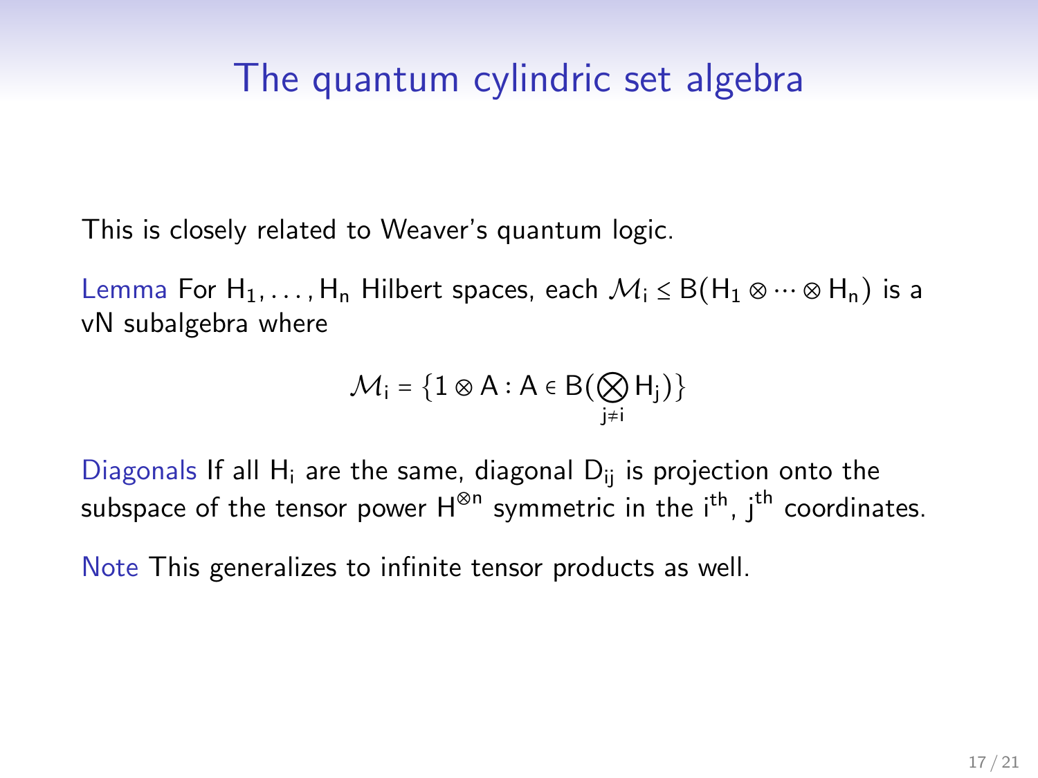# The quantum cylindric set algebra

This is closely related to Weaver's quantum logic.

Lemma For $H_1, \dots, H_n$ Hilbert spaces, each $\mathcal{M}_i \leq B(H_1 \otimes \cdots \otimes H_n)$ is a vN subalgebra where

$$\mathcal{M}_i = \{1 \otimes A : A \in B(\bigotimes_{j \neq i} H_j)\}$$

Diagonals If all $H_i$ are the same, diagonal $D_{ij}$ is projection onto the subspace of the tensor power $H^{\otimes n}$ symmetric in the $i^{th}$, $j^{th}$ coordinates.

Note This generalizes to infinite tensor products as well.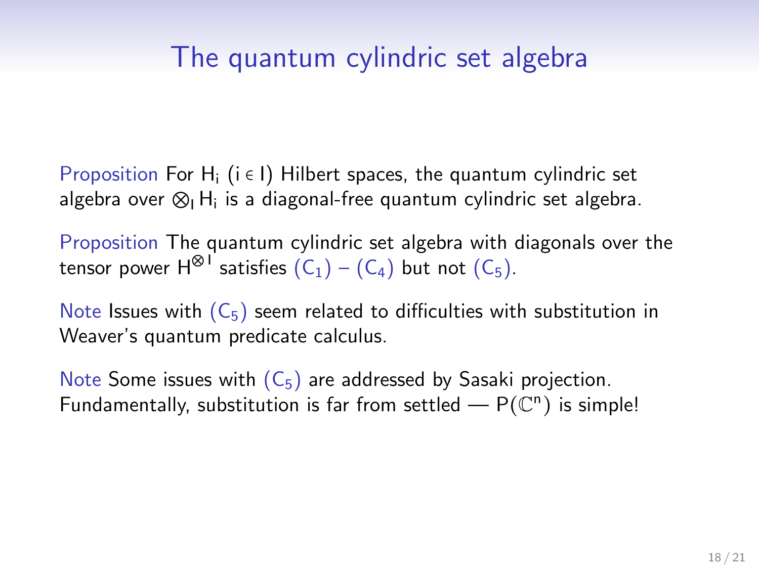# The quantum cylindric set algebra

Proposition For $H_i$ ($i \in I$) Hilbert spaces, the quantum cylindric set algebra over $\bigotimes_I H_i$ is a diagonal-free quantum cylindric set algebra.

Proposition The quantum cylindric set algebra with diagonals over the tensor power $H^{\otimes I}$ satisfies $(C_1)$ – $(C_4)$ but not $(C_5)$.

Note Issues with $(C_5)$ seem related to difficulties with substitution in Weaver's quantum predicate calculus.

Note Some issues with $(C_5)$ are addressed by Sasaki projection. Fundamentally, substitution is far from settled — $P(\mathbb{C}^n)$ is simple!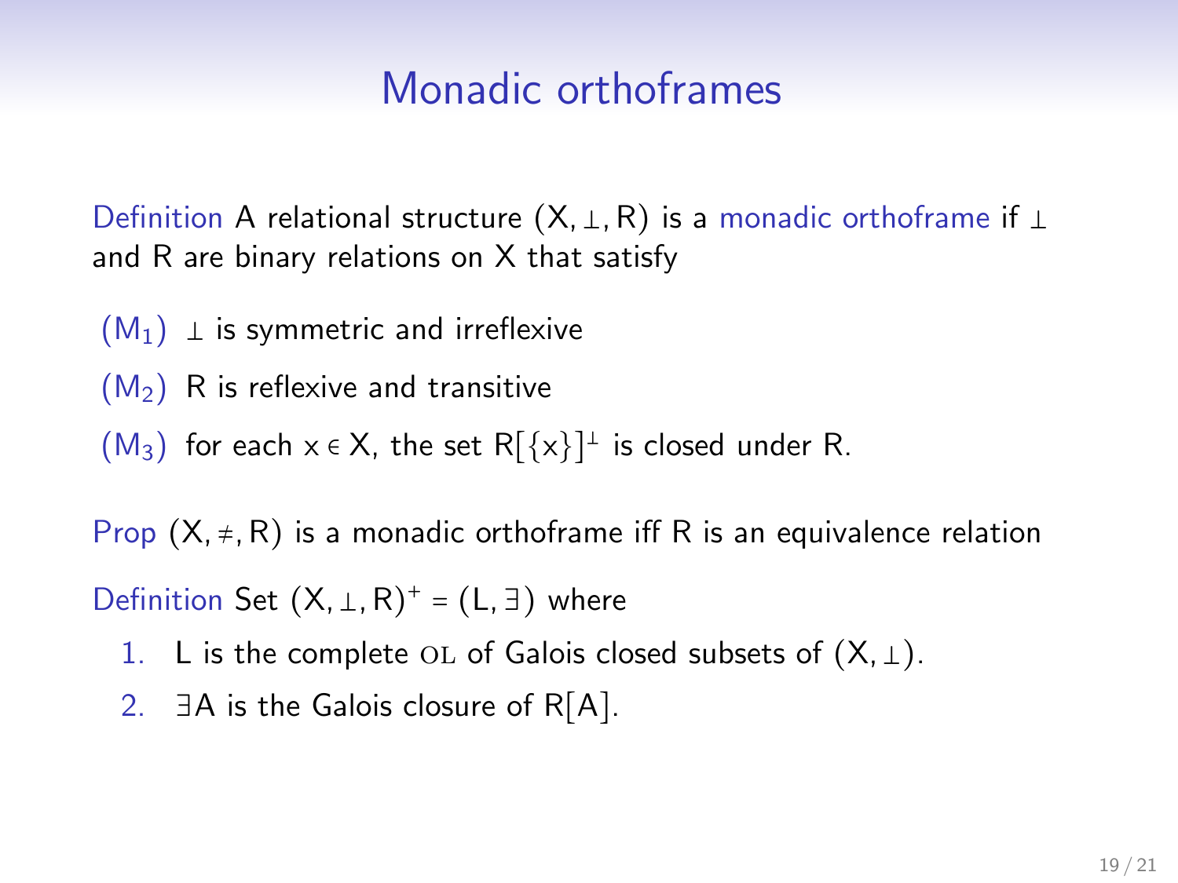# Monadic orthoframes

Definition A relational structure $(X, \perp, R)$ is a monadic orthoframe if $\perp$ and $R$ are binary relations on $X$ that satisfy

- $(M_1)$ $\perp$ is symmetric and irreflexive
- $(M_2)$ $R$ is reflexive and transitive
- $(M_3)$ for each $x \in X$, the set $R[\{x\}]^{\perp}$ is closed under $R$.

Prop $(X, \neq, R)$ is a monadic orthoframe iff $R$ is an equivalence relation

Definition Set $(X, \perp, R)^{+} = (L, \exists)$ where

1. $L$ is the complete OL of Galois closed subsets of $(X, \perp)$.
2. $\exists A$ is the Galois closure of $R[A]$.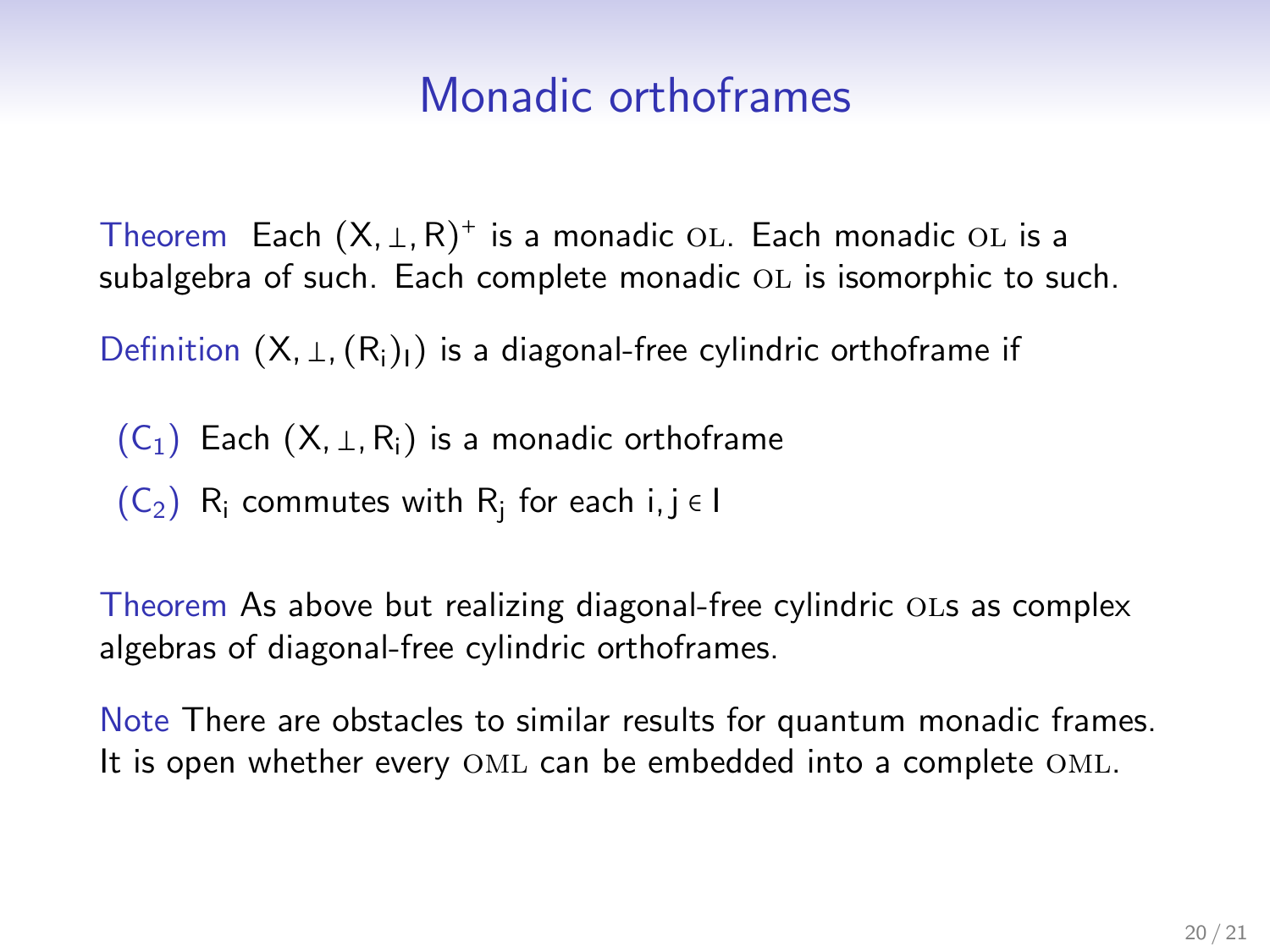# Monadic orthoframes

Theorem Each $(X, \perp, R)^+$ is a monadic OL. Each monadic OL is a subalgebra of such. Each complete monadic OL is isomorphic to such.

Definition $(X, \perp, (R_i)_I)$ is a diagonal-free cylindric orthoframe if

- $(C_1)$ Each $(X, \perp, R_i)$ is a monadic orthoframe
- $(C_2)$ $R_i$ commutes with $R_j$ for each $i, j \in I$

Theorem As above but realizing diagonal-free cylindric OLs as complex algebras of diagonal-free cylindric orthoframes.

Note There are obstacles to similar results for quantum monadic frames. It is open whether every OML can be embedded into a complete OML.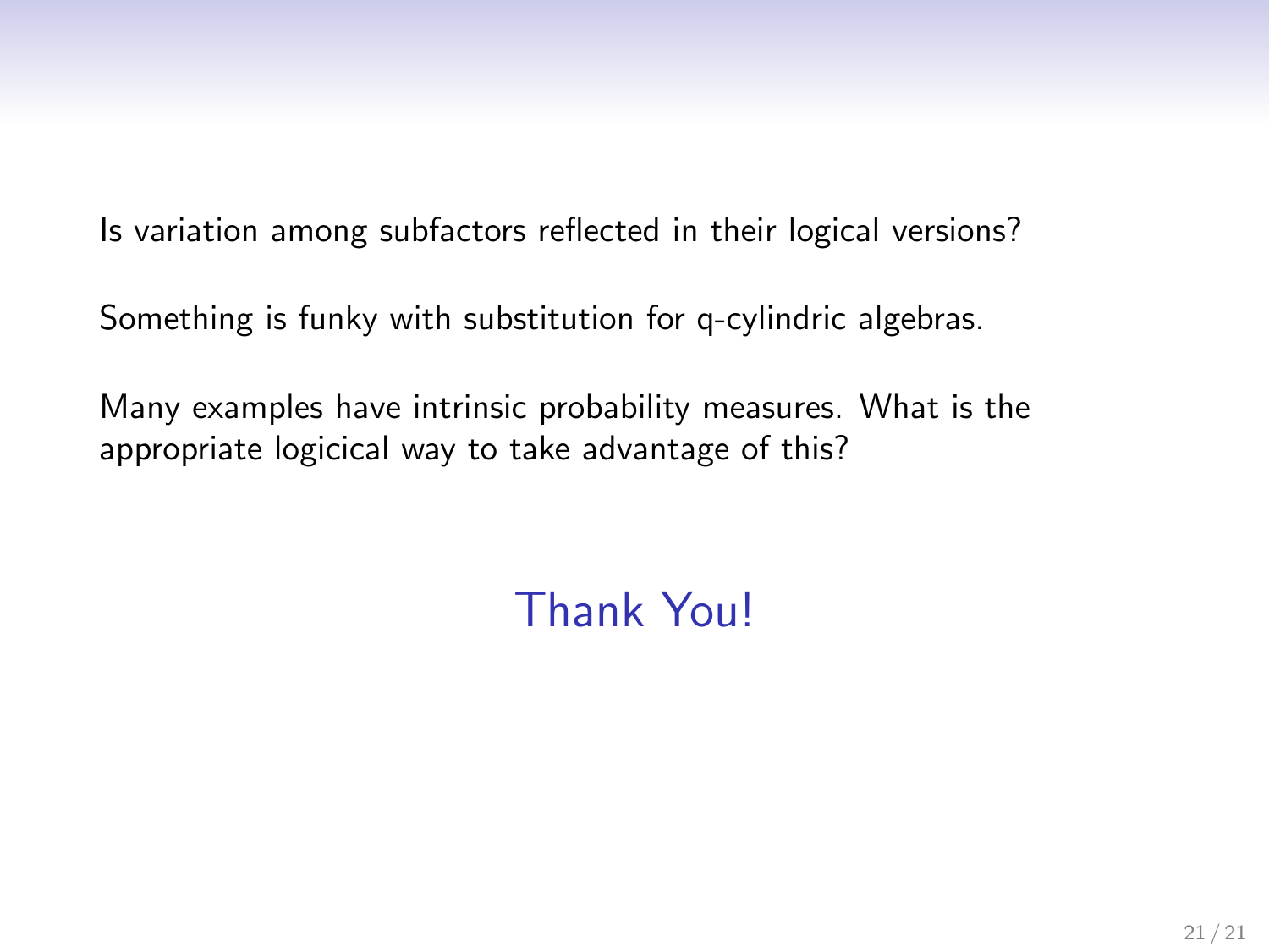Is variation among subfactors reflected in their logical versions?

Something is funky with substitution for q-cylindric algebras.

Many examples have intrinsic probability measures. What is the appropriate logicical way to take advantage of this?

## Thank You!